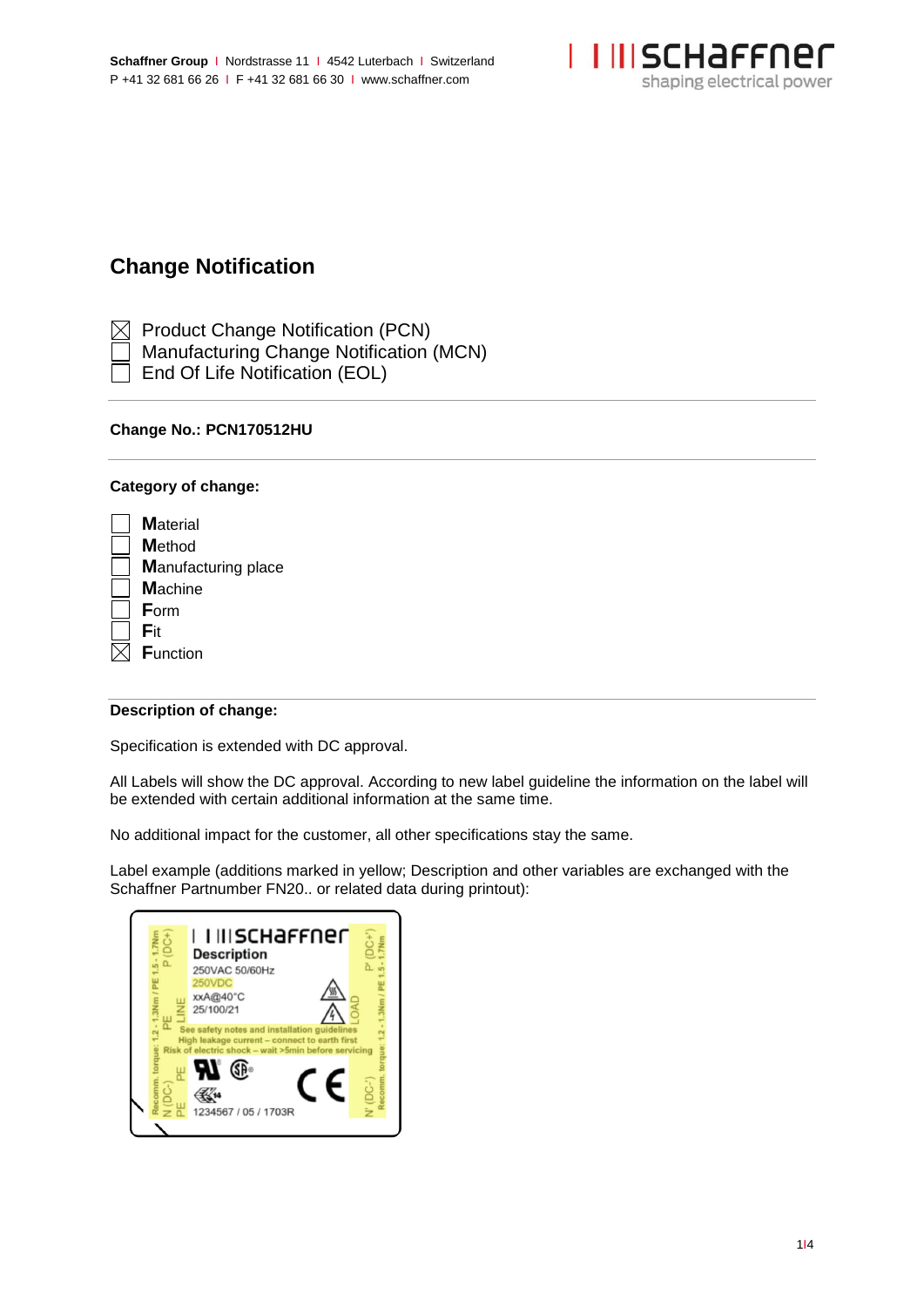## Change Notification

☒ Product Change Notification (PCN)
☐ Manufacturing Change Notification (MCN)
☐ End Of Life Notification (EOL)

**Change No.: PCN170512HU**

**Category of change:**

☐ **M**aterial
☐ **M**ethod
☐ **M**anufacturing place
☐ **M**achine
☐ **F**orm
☐ **F**it
☒ **F**unction

**Description of change:**

Specification is extended with DC approval.

All Labels will show the DC approval. According to new label guideline the information on the label will be extended with certain additional information at the same time.

No additional impact for the customer, all other specifications stay the same.

Label example (additions marked in yellow; Description and other variables are exchanged with the Schaffner Partnumber FN20.. or related data during printout):

schaffner
Description
250VAC 50/60Hz
250VDC
xxA@40°C
25/100/21
LINE
LOAD
P (DC+)
PE
N (DC-)
P' (DC+)
N' (DC-)
Recomm. torque: 1.2 - 1.3Nm / PE 1.5 - 1.7Nm
See safety notes and installation guidelines
High leakage current – connect to earth first
Risk of electric shock – wait >5min before servicing
1234567 / 05 / 1703R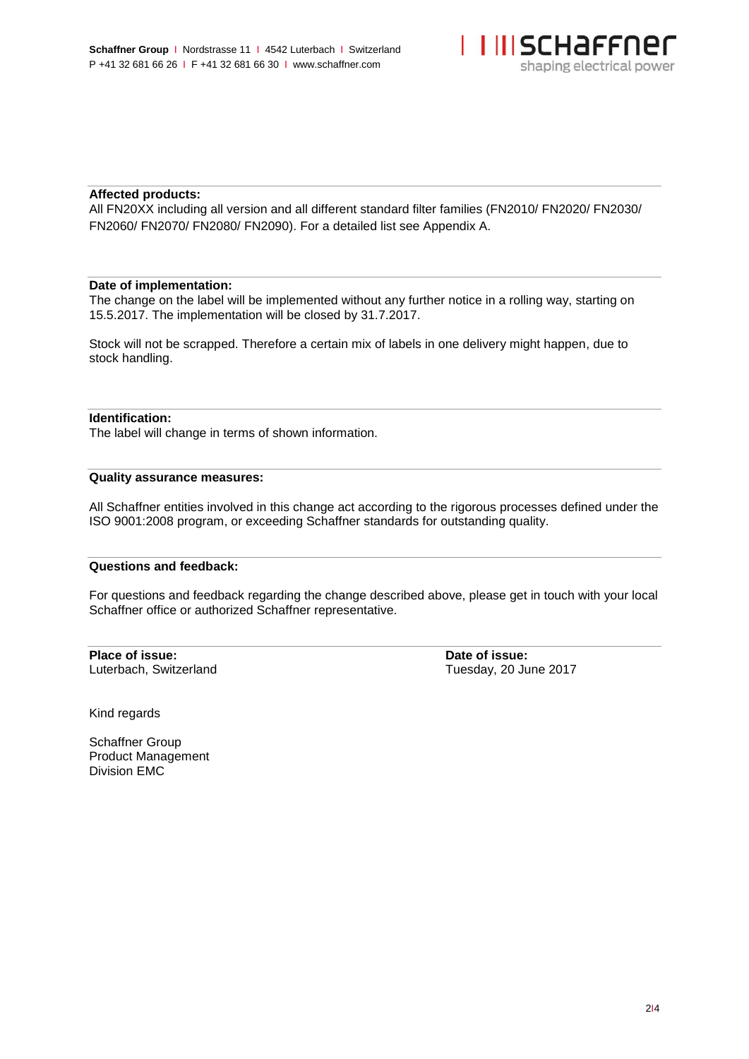**Affected products:**

All FN20XX including all version and all different standard filter families (FN2010/ FN2020/ FN2030/ FN2060/ FN2070/ FN2080/ FN2090). For a detailed list see Appendix A.

**Date of implementation:**

The change on the label will be implemented without any further notice in a rolling way, starting on 15.5.2017. The implementation will be closed by 31.7.2017.

Stock will not be scrapped. Therefore a certain mix of labels in one delivery might happen, due to stock handling.

**Identification:**

The label will change in terms of shown information.

**Quality assurance measures:**

All Schaffner entities involved in this change act according to the rigorous processes defined under the ISO 9001:2008 program, or exceeding Schaffner standards for outstanding quality.

**Questions and feedback:**

For questions and feedback regarding the change described above, please get in touch with your local Schaffner office or authorized Schaffner representative.

**Place of issue:**
Luterbach, Switzerland

**Date of issue:**
Tuesday, 20 June 2017

Kind regards

Schaffner Group
Product Management
Division EMC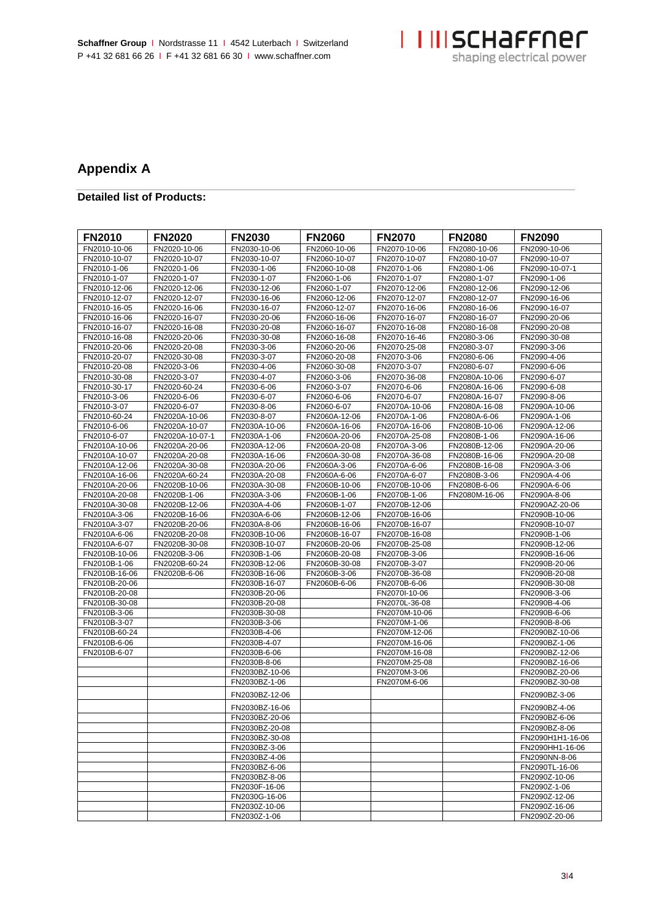## Appendix A

**Detailed list of Products:**

| FN2010 | FN2020 | FN2030 | FN2060 | FN2070 | FN2080 | FN2090 |
|---|---|---|---|---|---|---|
| FN2010-10-06 | FN2020-10-06 | FN2030-10-06 | FN2060-10-06 | FN2070-10-06 | FN2080-10-06 | FN2090-10-06 |
| FN2010-10-07 | FN2020-10-07 | FN2030-10-07 | FN2060-10-07 | FN2070-10-07 | FN2080-10-07 | FN2090-10-07 |
| FN2010-1-06 | FN2020-1-06 | FN2030-1-06 | FN2060-10-08 | FN2070-1-06 | FN2080-1-06 | FN2090-10-07-1 |
| FN2010-1-07 | FN2020-1-07 | FN2030-1-07 | FN2060-1-06 | FN2070-1-07 | FN2080-1-07 | FN2090-1-06 |
| FN2010-12-06 | FN2020-12-06 | FN2030-12-06 | FN2060-1-07 | FN2070-12-06 | FN2080-12-06 | FN2090-12-06 |
| FN2010-12-07 | FN2020-12-07 | FN2030-16-06 | FN2060-12-06 | FN2070-12-07 | FN2080-12-07 | FN2090-16-06 |
| FN2010-16-05 | FN2020-16-06 | FN2030-16-07 | FN2060-12-07 | FN2070-16-06 | FN2080-16-06 | FN2090-16-07 |
| FN2010-16-06 | FN2020-16-07 | FN2030-20-06 | FN2060-16-06 | FN2070-16-07 | FN2080-16-07 | FN2090-20-06 |
| FN2010-16-07 | FN2020-16-08 | FN2030-20-08 | FN2060-16-07 | FN2070-16-08 | FN2080-16-08 | FN2090-20-08 |
| FN2010-16-08 | FN2020-20-06 | FN2030-30-08 | FN2060-16-08 | FN2070-16-46 | FN2080-3-06 | FN2090-30-08 |
| FN2010-20-06 | FN2020-20-08 | FN2030-3-06 | FN2060-20-06 | FN2070-25-08 | FN2080-3-07 | FN2090-3-06 |
| FN2010-20-07 | FN2020-30-08 | FN2030-3-07 | FN2060-20-08 | FN2070-3-06 | FN2080-6-06 | FN2090-4-06 |
| FN2010-20-08 | FN2020-3-06 | FN2030-4-06 | FN2060-30-08 | FN2070-3-07 | FN2080-6-07 | FN2090-6-06 |
| FN2010-30-08 | FN2020-3-07 | FN2030-4-07 | FN2060-3-06 | FN2070-36-08 | FN2080A-10-06 | FN2090-6-07 |
| FN2010-30-17 | FN2020-60-24 | FN2030-6-06 | FN2060-3-07 | FN2070-6-06 | FN2080A-16-06 | FN2090-6-08 |
| FN2010-3-06 | FN2020-6-06 | FN2030-6-07 | FN2060-6-06 | FN2070-6-07 | FN2080A-16-07 | FN2090-8-06 |
| FN2010-3-07 | FN2020-6-07 | FN2030-8-06 | FN2060-6-07 | FN2070A-10-06 | FN2080A-16-08 | FN2090A-10-06 |
| FN2010-60-24 | FN2020A-10-06 | FN2030-8-07 | FN2060A-12-06 | FN2070A-1-06 | FN2080A-6-06 | FN2090A-1-06 |
| FN2010-6-06 | FN2020A-10-07 | FN2030A-10-06 | FN2060A-16-06 | FN2070A-16-06 | FN2080B-10-06 | FN2090A-12-06 |
| FN2010-6-07 | FN2020A-10-07-1 | FN2030A-1-06 | FN2060A-20-06 | FN2070A-25-08 | FN2080B-1-06 | FN2090A-16-06 |
| FN2010A-10-06 | FN2020A-20-06 | FN2030A-12-06 | FN2060A-20-08 | FN2070A-3-06 | FN2080B-12-06 | FN2090A-20-06 |
| FN2010A-10-07 | FN2020A-20-08 | FN2030A-16-06 | FN2060A-30-08 | FN2070A-36-08 | FN2080B-16-06 | FN2090A-20-08 |
| FN2010A-12-06 | FN2020A-30-08 | FN2030A-20-06 | FN2060A-3-06 | FN2070A-6-06 | FN2080B-16-08 | FN2090A-3-06 |
| FN2010A-16-06 | FN2020A-60-24 | FN2030A-20-08 | FN2060A-6-06 | FN2070A-6-07 | FN2080B-3-06 | FN2090A-4-06 |
| FN2010A-20-06 | FN2020B-10-06 | FN2030A-30-08 | FN2060B-10-06 | FN2070B-10-06 | FN2080B-6-06 | FN2090A-6-06 |
| FN2010A-20-08 | FN2020B-1-06 | FN2030A-3-06 | FN2060B-1-06 | FN2070B-1-06 | FN2080M-16-06 | FN2090A-8-06 |
| FN2010A-30-08 | FN2020B-12-06 | FN2030A-4-06 | FN2060B-1-07 | FN2070B-12-06 | | FN2090AZ-20-06 |
| FN2010A-3-06 | FN2020B-16-06 | FN2030A-6-06 | FN2060B-12-06 | FN2070B-16-06 | | FN2090B-10-06 |
| FN2010A-3-07 | FN2020B-20-06 | FN2030A-8-06 | FN2060B-16-06 | FN2070B-16-07 | | FN2090B-10-07 |
| FN2010A-6-06 | FN2020B-20-08 | FN2030B-10-06 | FN2060B-16-07 | FN2070B-16-08 | | FN2090B-1-06 |
| FN2010A-6-07 | FN2020B-30-08 | FN2030B-10-07 | FN2060B-20-06 | FN2070B-25-08 | | FN2090B-12-06 |
| FN2010B-10-06 | FN2020B-3-06 | FN2030B-1-06 | FN2060B-20-08 | FN2070B-3-06 | | FN2090B-16-06 |
| FN2010B-1-06 | FN2020B-60-24 | FN2030B-12-06 | FN2060B-30-08 | FN2070B-3-07 | | FN2090B-20-06 |
| FN2010B-16-06 | FN2020B-6-06 | FN2030B-16-06 | FN2060B-3-06 | FN2070B-36-08 | | FN2090B-20-08 |
| FN2010B-20-06 | | FN2030B-16-07 | FN2060B-6-06 | FN2070B-6-06 | | FN2090B-30-08 |
| FN2010B-20-08 | | FN2030B-20-06 | | FN2070I-10-06 | | FN2090B-3-06 |
| FN2010B-30-08 | | FN2030B-20-08 | | FN2070L-36-08 | | FN2090B-4-06 |
| FN2010B-3-06 | | FN2030B-30-08 | | FN2070M-10-06 | | FN2090B-6-06 |
| FN2010B-3-07 | | FN2030B-3-06 | | FN2070M-1-06 | | FN2090B-8-06 |
| FN2010B-60-24 | | FN2030B-4-06 | | FN2070M-12-06 | | FN2090BZ-10-06 |
| FN2010B-6-06 | | FN2030B-4-07 | | FN2070M-16-06 | | FN2090BZ-1-06 |
| FN2010B-6-07 | | FN2030B-6-06 | | FN2070M-16-08 | | FN2090BZ-12-06 |
| | | FN2030B-8-06 | | FN2070M-25-08 | | FN2090BZ-16-06 |
| | | FN2030BZ-10-06 | | FN2070M-3-06 | | FN2090BZ-20-06 |
| | | FN2030BZ-1-06 | | FN2070M-6-06 | | FN2090BZ-30-08 |
| | | FN2030BZ-12-06 | | | | FN2090BZ-3-06 |
| | | FN2030BZ-16-06 | | | | FN2090BZ-4-06 |
| | | FN2030BZ-20-06 | | | | FN2090BZ-6-06 |
| | | FN2030BZ-20-08 | | | | FN2090BZ-8-06 |
| | | FN2030BZ-30-08 | | | | FN2090H1H1-16-06 |
| | | FN2030BZ-3-06 | | | | FN2090HH1-16-06 |
| | | FN2030BZ-4-06 | | | | FN2090NN-8-06 |
| | | FN2030BZ-6-06 | | | | FN2090TL-16-06 |
| | | FN2030BZ-8-06 | | | | FN2090Z-10-06 |
| | | FN2030F-16-06 | | | | FN2090Z-1-06 |
| | | FN2030G-16-06 | | | | FN2090Z-12-06 |
| | | FN2030Z-10-06 | | | | FN2090Z-16-06 |
| | | FN2030Z-1-06 | | | | FN2090Z-20-06 |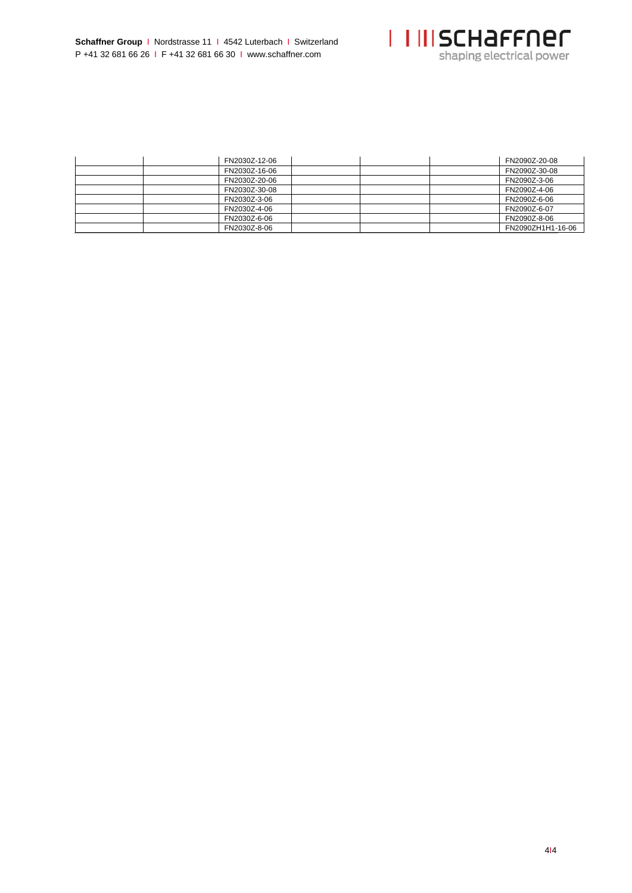| | | | | |
|---|---|---|---|---|
| | FN2030Z-12-06 | | | FN2090Z-20-08 |
| | FN2030Z-16-06 | | | FN2090Z-30-08 |
| | FN2030Z-20-06 | | | FN2090Z-3-06 |
| | FN2030Z-30-08 | | | FN2090Z-4-06 |
| | FN2030Z-3-06 | | | FN2090Z-6-06 |
| | FN2030Z-4-06 | | | FN2090Z-6-07 |
| | FN2030Z-6-06 | | | FN2090Z-8-06 |
| | FN2030Z-8-06 | | | FN2090ZH1H1-16-06 |